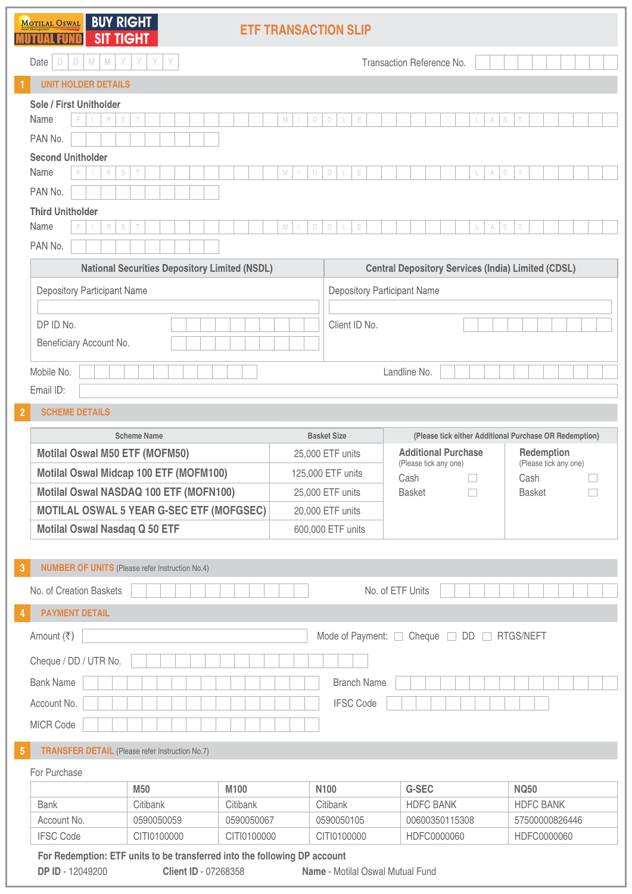Motilal Oswal Mutual Fund — BUY RIGHT SIT TIGHT

# ETF TRANSACTION SLIP

Date D D M M Y Y Y Y | Transaction Reference No.

## 1 UNIT HOLDER DETAILS

**Sole / First Unitholder**

Name FIRST MIDDLE LAST

PAN No.

**Second Unitholder**

Name FIRST MIDDLE LAST

PAN No.

**Third Unitholder**

Name FIRST MIDDLE LAST

PAN No.

| National Securities Depository Limited (NSDL) | Central Depository Services (India) Limited (CDSL) |
|---|---|
| Depository Participant Name | Depository Participant Name |
| DP ID No. | Client ID No. |
| Beneficiary Account No. | |

Mobile No. | Landline No.

Email ID:

## 2 SCHEME DETAILS

| Scheme Name | Basket Size |
|---|---|
| Motilal Oswal M50 ETF (MOFM50) | 25,000 ETF units |
| Motilal Oswal Midcap 100 ETF (MOFM100) | 125,000 ETF units |
| Motilal Oswal NASDAQ 100 ETF (MOFN100) | 25,000 ETF units |
| MOTILAL OSWAL 5 YEAR G-SEC ETF (MOFGSEC) | 20,000 ETF units |
| Motilal Oswal Nasdaq Q 50 ETF | 600,000 ETF units |

(Please tick either Additional Purchase OR Redemption)

| Additional Purchase (Please tick any one) | Redemption (Please tick any one) |
|---|---|
| Cash ☐ | Cash ☐ |
| Basket ☐ | Basket ☐ |

## 3 NUMBER OF UNITS (Please refer Instruction No.4)

No. of Creation Baskets | No. of ETF Units

## 4 PAYMENT DETAIL

Amount (₹) | Mode of Payment: ☐ Cheque ☐ DD ☐ RTGS/NEFT

Cheque / DD / UTR No.

Bank Name | Branch Name

Account No. | IFSC Code

MICR Code

## 5 TRANSFER DETAIL (Please refer Instruction No.7)

For Purchase

| | M50 | M100 | N100 | G-SEC | NQ50 |
|---|---|---|---|---|---|
| Bank | Citibank | Citibank | Citibank | HDFC BANK | HDFC BANK |
| Account No. | 0590050059 | 0590050067 | 0590050105 | 00600350115308 | 57500000826446 |
| IFSC Code | CITI0100000 | CITI0100000 | CITI0100000 | HDFC0000060 | HDFC0000060 |

**For Redemption: ETF units to be transferred into the following DP account**

**DP ID** - 12049200 **Client ID** - 07268358 **Name** - Motilal Oswal Mutual Fund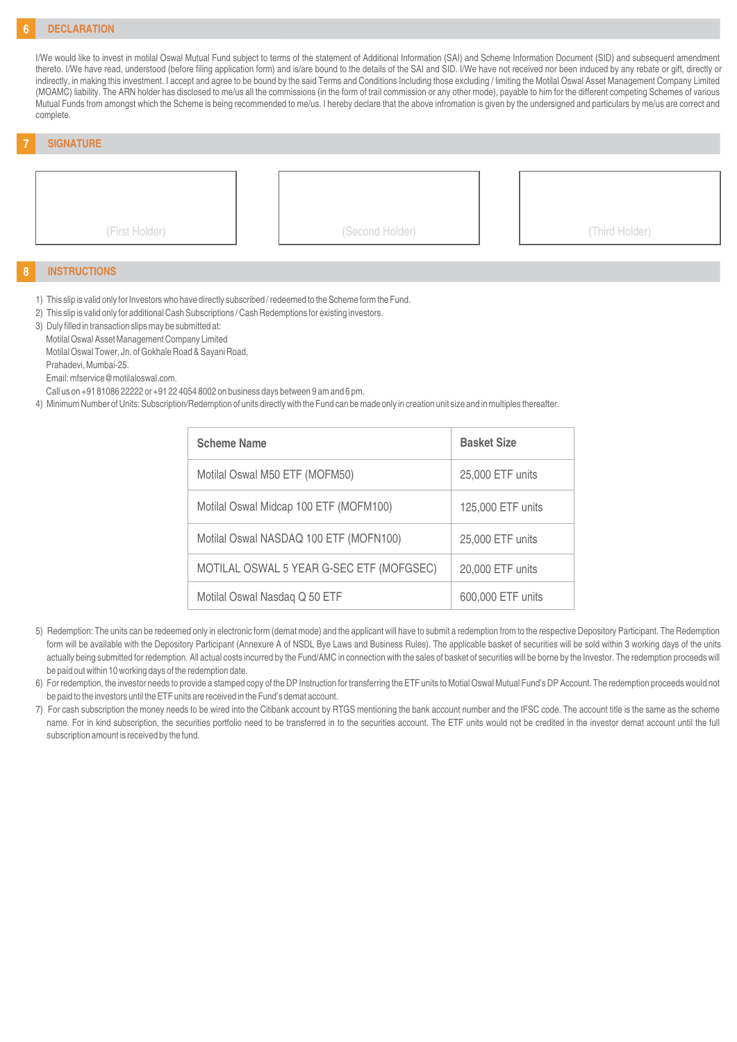## 6 DECLARATION

I/We would like to invest in motilal Oswal Mutual Fund subject to terms of the statement of Additional Information (SAI) and Scheme Information Document (SID) and subsequent amendment thereto. I/We have read, understood (before filing application form) and is/are bound to the details of the SAI and SID. I/We have not received nor been induced by any rebate or gift, directly or indirectly, in making this investment. I accept and agree to be bound by the said Terms and Conditions Including those excluding / limiting the Motilal Oswal Asset Management Company Limited (MOAMC) liability. The ARN holder has disclosed to me/us all the commissions (in the form of trail commission or any other mode), payable to him for the different competing Schemes of various Mutual Funds from amongst which the Scheme is being recommended to me/us. I hereby declare that the above infromation is given by the undersigned and particulars by me/us are correct and complete.

## 7 SIGNATURE

| | | |
|---|---|---|
| (First Holder) | (Second Holder) | (Third Holder) |

## 8 INSTRUCTIONS

1) This slip is valid only for Investors who have directly subscribed / redeemed to the Scheme form the Fund.
2) This slip is valid only for additional Cash Subscriptions / Cash Redemptions for existing investors.
3) Duly filled in transaction slips may be submitted at:
   Motilal Oswal Asset Management Company Limited
   Motilal Oswal Tower, Jn. of Gokhale Road & Sayani Road,
   Prahadevi, Mumbai-25.
   Email: mfservice@motilaloswal.com.
   Call us on +91 81086 22222 or +91 22 4054 8002 on business days between 9 am and 6 pm.
4) Minimum Number of Units: Subscription/Redemption of units directly with the Fund can be made only in creation unit size and in multiples thereafter.

| Scheme Name | Basket Size |
|---|---|
| Motilal Oswal M50 ETF (MOFM50) | 25,000 ETF units |
| Motilal Oswal Midcap 100 ETF (MOFM100) | 125,000 ETF units |
| Motilal Oswal NASDAQ 100 ETF (MOFN100) | 25,000 ETF units |
| MOTILAL OSWAL 5 YEAR G-SEC ETF (MOFGSEC) | 20,000 ETF units |
| Motilal Oswal Nasdaq Q 50 ETF | 600,000 ETF units |

5) Redemption: The units can be redeemed only in electronic form (demat mode) and the applicant will have to submit a redemption from to the respective Depository Participant. The Redemption form will be available with the Depository Participant (Annexure A of NSDL Bye Laws and Business Rules). The applicable basket of securities will be sold within 3 working days of the units actually being submitted for redemption. All actual costs incurred by the Fund/AMC in connection with the sales of basket of securities will be borne by the Investor. The redemption proceeds will be paid out within 10 working days of the redemption date.
6) For redemption, the investor needs to provide a stamped copy of the DP Instruction for transferring the ETF units to Motilal Oswal Mutual Fund's DP Account. The redemption proceeds would not be paid to the investors until the ETF units are received in the Fund's demat account.
7) For cash subscription the money needs to be wired into the Citibank account by RTGS mentioning the bank account number and the IFSC code. The account title is the same as the scheme name. For in kind subscription, the securities portfolio need to be transferred in to the securities account. The ETF units would not be credited in the investor demat account until the full subscription amount is received by the fund.